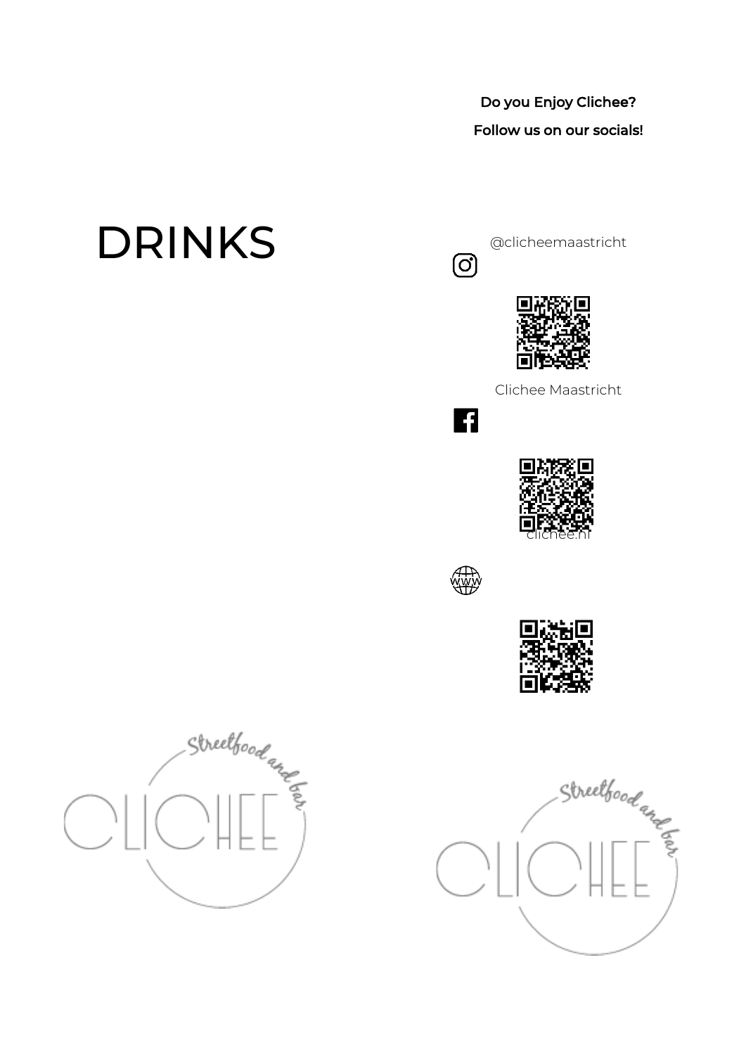# DRINKS

**Do you Enjoy Clichee?**

**Follow us on our socials!**

@clicheemaastricht

Clichee Maastricht

clichee.nl

Streetfood and bar

CLICHEE

Streetfood and bar

CLICHEE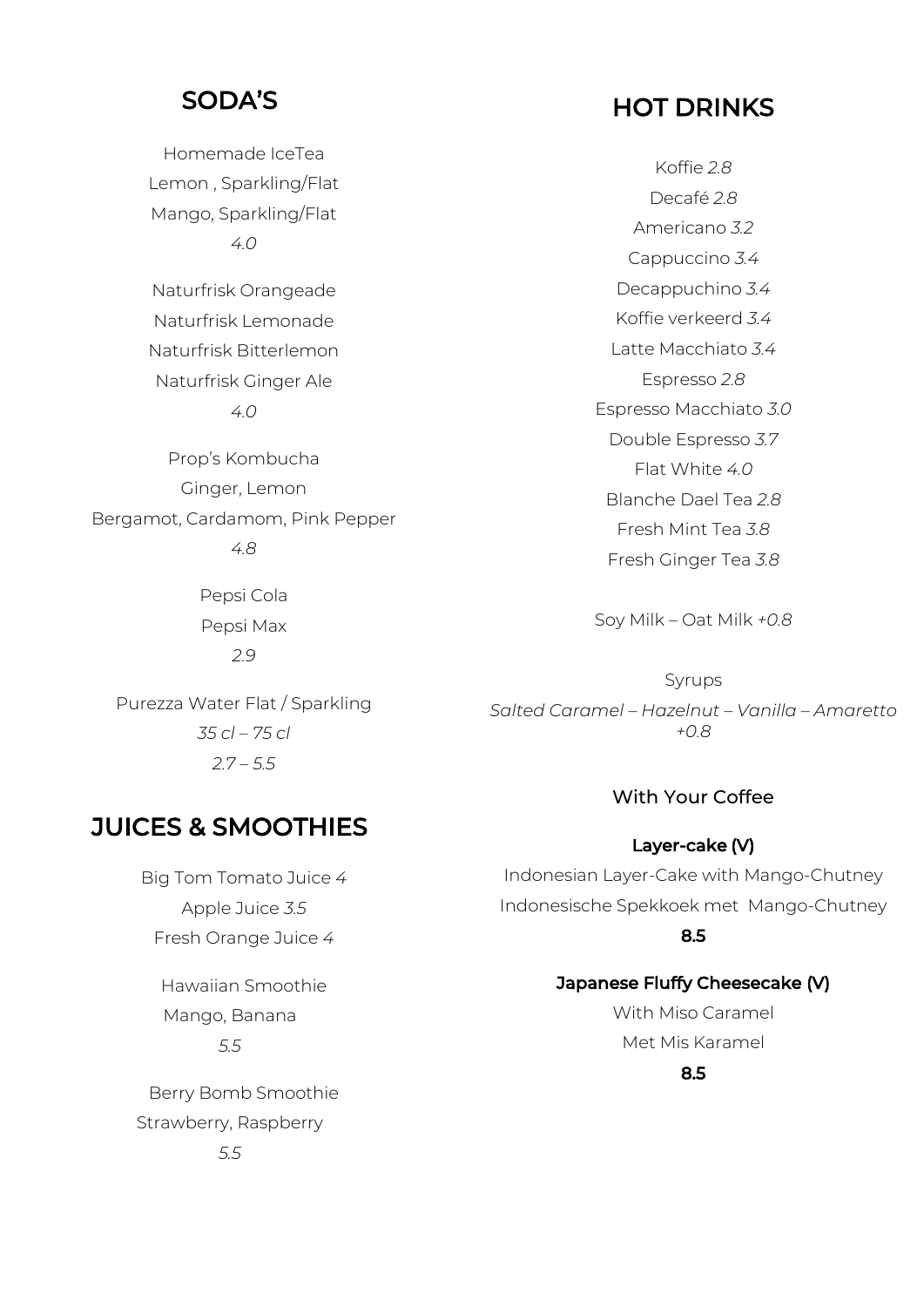## SODA'S

Homemade IceTea
Lemon , Sparkling/Flat
Mango, Sparkling/Flat
*4.0*

Naturfrisk Orangeade
Naturfrisk Lemonade
Naturfrisk Bitterlemon
Naturfrisk Ginger Ale
*4.0*

Prop's Kombucha
Ginger, Lemon
Bergamot, Cardamom, Pink Pepper
*4.8*

Pepsi Cola
Pepsi Max
*2.9*

Purezza Water Flat / Sparkling
*35 cl – 75 cl*
*2.7 – 5.5*

## JUICES & SMOOTHIES

Big Tom Tomato Juice *4*
Apple Juice *3.5*
Fresh Orange Juice *4*

Hawaiian Smoothie
Mango, Banana
*5.5*

Berry Bomb Smoothie
Strawberry, Raspberry
*5.5*

## HOT DRINKS

Koffie *2.8*
Decafé *2.8*
Americano *3.2*
Cappuccino *3.4*
Decappuchino *3.4*
Koffie verkeerd *3.4*
Latte Macchiato *3.4*
Espresso *2.8*
Espresso Macchiato *3.0*
Double Espresso *3.7*
Flat White *4.0*
Blanche Dael Tea *2.8*
Fresh Mint Tea *3.8*
Fresh Ginger Tea *3.8*

Soy Milk – Oat Milk *+0.8*

Syrups
*Salted Caramel – Hazelnut – Vanilla – Amaretto +0.8*

### With Your Coffee

**Layer-cake (V)**
Indonesian Layer-Cake with Mango-Chutney
Indonesische Spekkoek met Mango-Chutney
**8.5**

**Japanese Fluffy Cheesecake (V)**
With Miso Caramel
Met Mis Karamel
**8.5**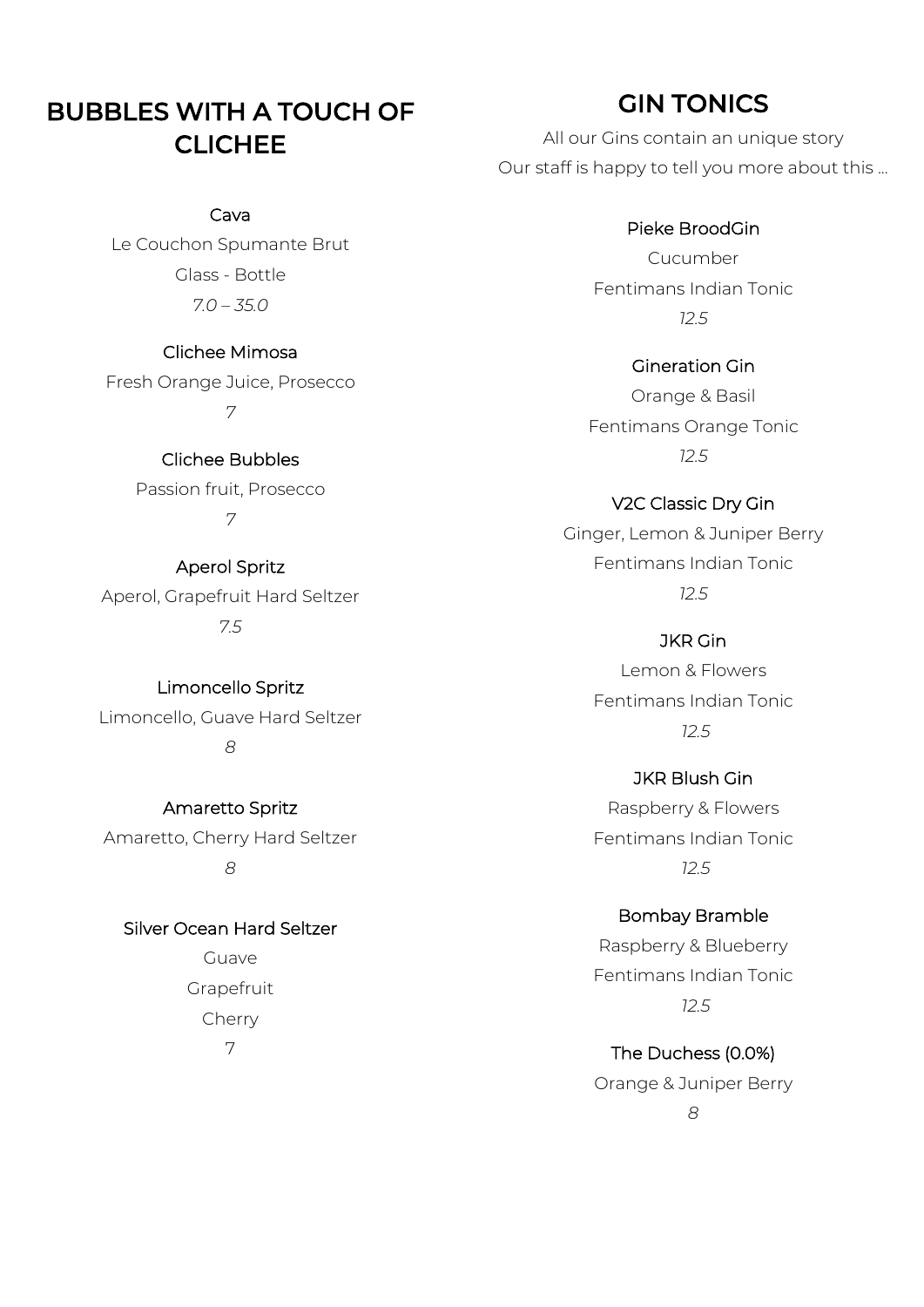## BUBBLES WITH A TOUCH OF CLICHEE

### Cava

Le Couchon Spumante Brut

Glass - Bottle

*7.0 – 35.0*

### Clichee Mimosa

Fresh Orange Juice, Prosecco

*7*

### Clichee Bubbles

Passion fruit, Prosecco

*7*

### Aperol Spritz

Aperol, Grapefruit Hard Seltzer

*7.5*

### Limoncello Spritz

Limoncello, Guave Hard Seltzer

*8*

### Amaretto Spritz

Amaretto, Cherry Hard Seltzer

*8*

### Silver Ocean Hard Seltzer

Guave

Grapefruit

Cherry

7

## GIN TONICS

All our Gins contain an unique story

Our staff is happy to tell you more about this ...

### Pieke BroodGin

Cucumber

Fentimans Indian Tonic

*12.5*

### Gineration Gin

Orange & Basil

Fentimans Orange Tonic

*12.5*

### V2C Classic Dry Gin

Ginger, Lemon & Juniper Berry

Fentimans Indian Tonic

*12.5*

### JKR Gin

Lemon & Flowers

Fentimans Indian Tonic

*12.5*

### JKR Blush Gin

Raspberry & Flowers

Fentimans Indian Tonic

*12.5*

### Bombay Bramble

Raspberry & Blueberry

Fentimans Indian Tonic

*12.5*

### The Duchess (0.0%)

Orange & Juniper Berry

*8*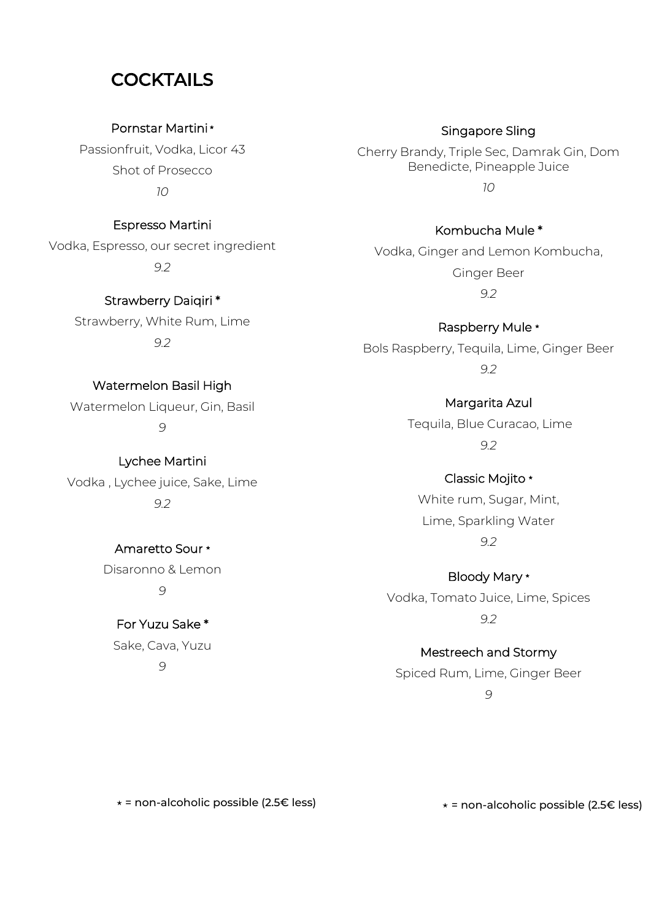# COCKTAILS

### Pornstar Martini *
Passionfruit, Vodka, Licor 43
Shot of Prosecco
*10*

### Espresso Martini
Vodka, Espresso, our secret ingredient
*9.2*

### Strawberry Daiqiri *
Strawberry, White Rum, Lime
*9.2*

### Watermelon Basil High
Watermelon Liqueur, Gin, Basil
*9*

### Lychee Martini
Vodka , Lychee juice, Sake, Lime
*9.2*

### Amaretto Sour *
Disaronno & Lemon
*9*

### For Yuzu Sake *
Sake, Cava, Yuzu
*9*

* = non-alcoholic possible (2.5€ less)

### Singapore Sling
Cherry Brandy, Triple Sec, Damrak Gin, Dom Benedicte, Pineapple Juice
*10*

### Kombucha Mule *
Vodka, Ginger and Lemon Kombucha,
Ginger Beer
*9.2*

### Raspberry Mule *
Bols Raspberry, Tequila, Lime, Ginger Beer
*9.2*

### Margarita Azul
Tequila, Blue Curacao, Lime
*9.2*

### Classic Mojito *
White rum, Sugar, Mint,
Lime, Sparkling Water
*9.2*

### Bloody Mary *
Vodka, Tomato Juice, Lime, Spices
*9.2*

### Mestreech and Stormy
Spiced Rum, Lime, Ginger Beer
*9*

* = non-alcoholic possible (2.5€ less)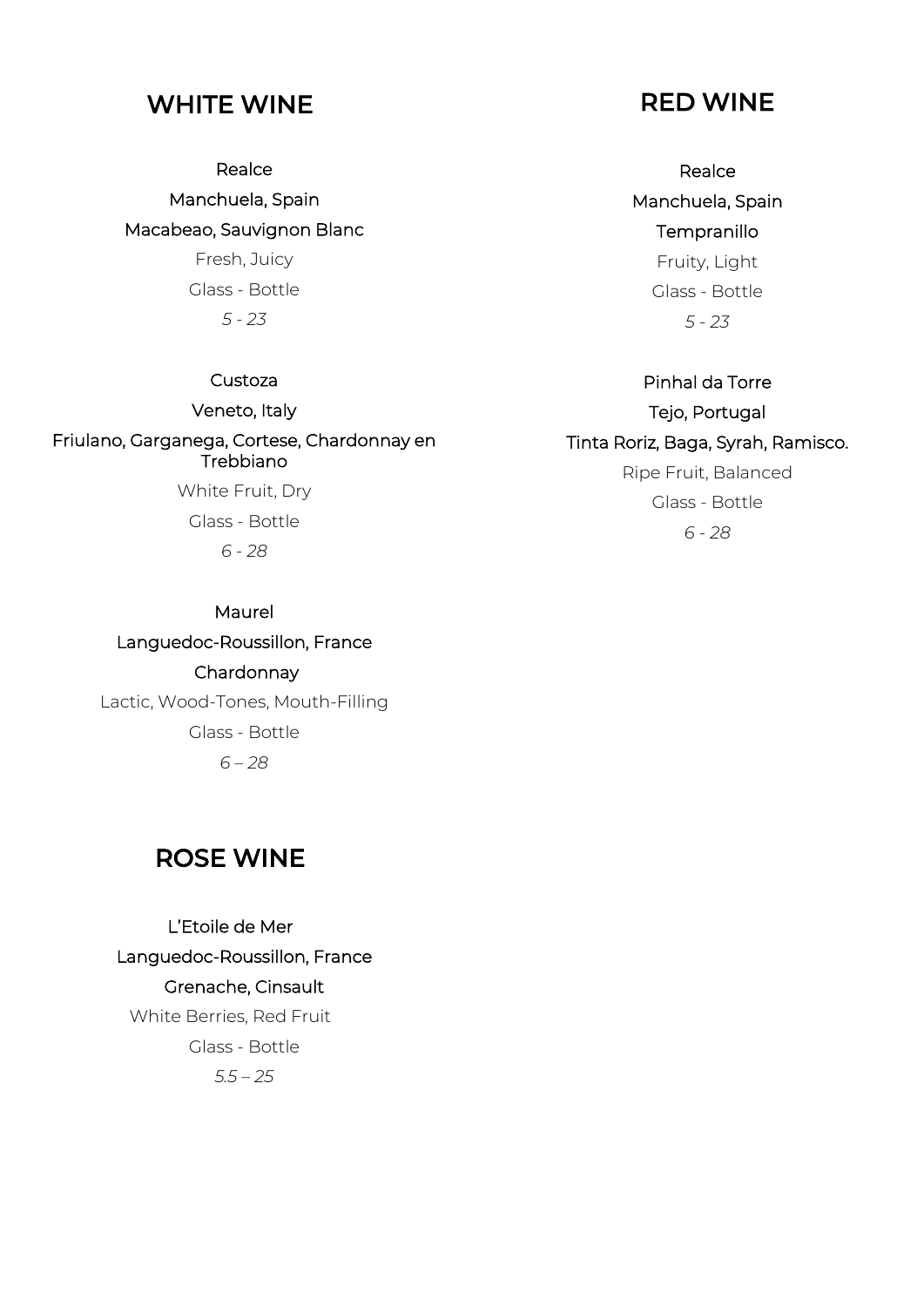## WHITE WINE

Realce

Manchuela, Spain

Macabeao, Sauvignon Blanc

Fresh, Juicy

Glass - Bottle

*5 - 23*

Custoza

Veneto, Italy

Friulano, Garganega, Cortese, Chardonnay en Trebbiano

White Fruit, Dry

Glass - Bottle

*6 - 28*

Maurel

Languedoc-Roussillon, France

Chardonnay

Lactic, Wood-Tones, Mouth-Filling

Glass - Bottle

*6 – 28*

## ROSE WINE

L'Etoile de Mer

Languedoc-Roussillon, France

Grenache, Cinsault

White Berries, Red Fruit

Glass - Bottle

*5.5 – 25*

## RED WINE

Realce

Manchuela, Spain

Tempranillo

Fruity, Light

Glass - Bottle

*5 - 23*

Pinhal da Torre

Tejo, Portugal

Tinta Roriz, Baga, Syrah, Ramisco.

Ripe Fruit, Balanced

Glass - Bottle

*6 - 28*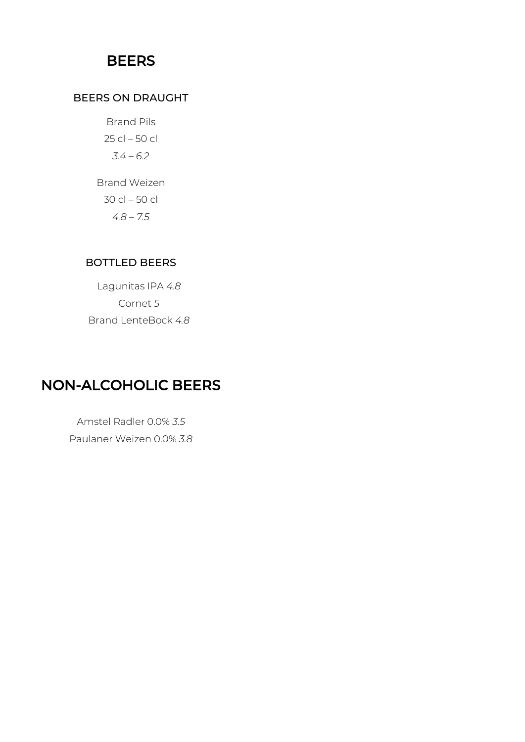# BEERS

## BEERS ON DRAUGHT

Brand Pils
25 cl – 50 cl
*3.4 – 6.2*

Brand Weizen
30 cl – 50 cl
*4.8 – 7.5*

## BOTTLED BEERS

Lagunitas IPA *4.8*
Cornet *5*
Brand LenteBock *4.8*

# NON-ALCOHOLIC BEERS

Amstel Radler 0.0% *3.5*
Paulaner Weizen 0.0% *3.8*